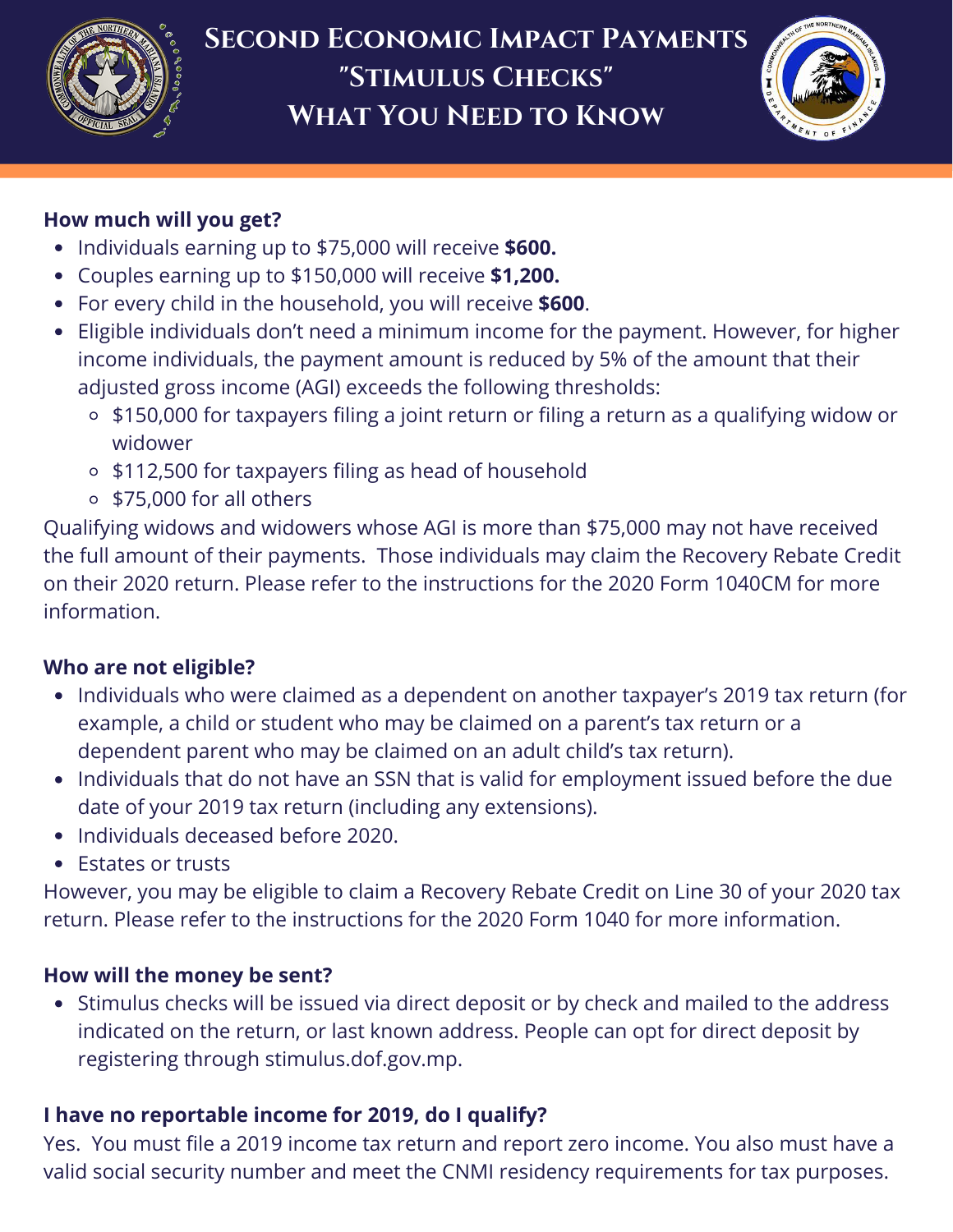# Second Economic Impact Payments "Stimulus Checks" What You Need to Know

**How much will you get?**

- Individuals earning up to $75,000 will receive **$600.**
- Couples earning up to $150,000 will receive **$1,200.**
- For every child in the household, you will receive **$600**.
- Eligible individuals don't need a minimum income for the payment. However, for higher income individuals, the payment amount is reduced by 5% of the amount that their adjusted gross income (AGI) exceeds the following thresholds:
  - $150,000 for taxpayers filing a joint return or filing a return as a qualifying widow or widower
  - $112,500 for taxpayers filing as head of household
  - $75,000 for all others

Qualifying widows and widowers whose AGI is more than $75,000 may not have received the full amount of their payments. Those individuals may claim the Recovery Rebate Credit on their 2020 return. Please refer to the instructions for the 2020 Form 1040CM for more information.

**Who are not eligible?**

- Individuals who were claimed as a dependent on another taxpayer's 2019 tax return (for example, a child or student who may be claimed on a parent's tax return or a dependent parent who may be claimed on an adult child's tax return).
- Individuals that do not have an SSN that is valid for employment issued before the due date of your 2019 tax return (including any extensions).
- Individuals deceased before 2020.
- Estates or trusts

However, you may be eligible to claim a Recovery Rebate Credit on Line 30 of your 2020 tax return. Please refer to the instructions for the 2020 Form 1040 for more information.

**How will the money be sent?**

- Stimulus checks will be issued via direct deposit or by check and mailed to the address indicated on the return, or last known address. People can opt for direct deposit by registering through stimulus.dof.gov.mp.

**I have no reportable income for 2019, do I qualify?**

Yes. You must file a 2019 income tax return and report zero income. You also must have a valid social security number and meet the CNMI residency requirements for tax purposes.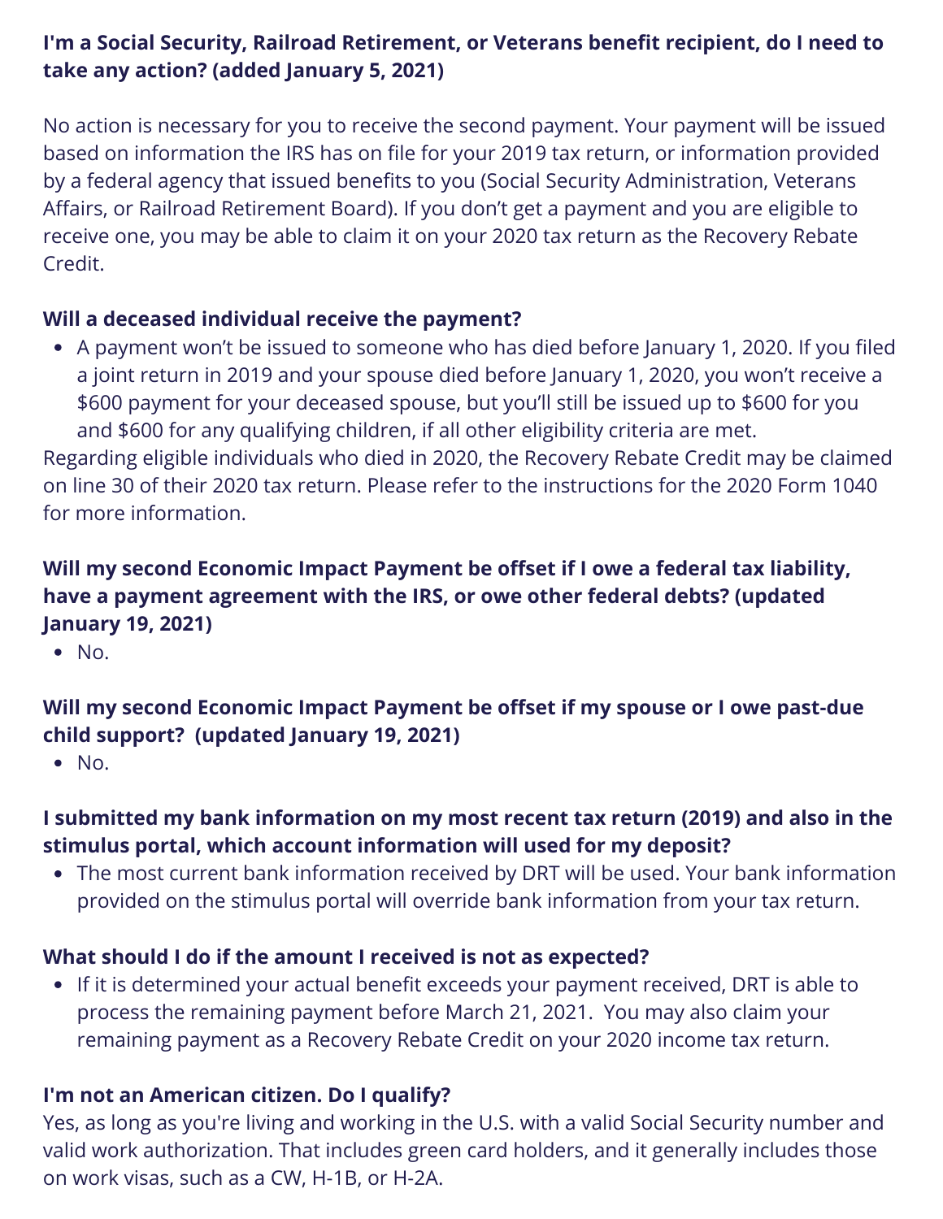**I'm a Social Security, Railroad Retirement, or Veterans benefit recipient, do I need to take any action? (added January 5, 2021)**

No action is necessary for you to receive the second payment. Your payment will be issued based on information the IRS has on file for your 2019 tax return, or information provided by a federal agency that issued benefits to you (Social Security Administration, Veterans Affairs, or Railroad Retirement Board). If you don't get a payment and you are eligible to receive one, you may be able to claim it on your 2020 tax return as the Recovery Rebate Credit.

**Will a deceased individual receive the payment?**

- A payment won't be issued to someone who has died before January 1, 2020. If you filed a joint return in 2019 and your spouse died before January 1, 2020, you won't receive a $600 payment for your deceased spouse, but you'll still be issued up to $600 for you and $600 for any qualifying children, if all other eligibility criteria are met.

Regarding eligible individuals who died in 2020, the Recovery Rebate Credit may be claimed on line 30 of their 2020 tax return. Please refer to the instructions for the 2020 Form 1040 for more information.

**Will my second Economic Impact Payment be offset if I owe a federal tax liability, have a payment agreement with the IRS, or owe other federal debts? (updated January 19, 2021)**

- No.

**Will my second Economic Impact Payment be offset if my spouse or I owe past-due child support? (updated January 19, 2021)**

- No.

**I submitted my bank information on my most recent tax return (2019) and also in the stimulus portal, which account information will used for my deposit?**

- The most current bank information received by DRT will be used. Your bank information provided on the stimulus portal will override bank information from your tax return.

**What should I do if the amount I received is not as expected?**

- If it is determined your actual benefit exceeds your payment received, DRT is able to process the remaining payment before March 21, 2021. You may also claim your remaining payment as a Recovery Rebate Credit on your 2020 income tax return.

**I'm not an American citizen. Do I qualify?**

Yes, as long as you're living and working in the U.S. with a valid Social Security number and valid work authorization. That includes green card holders, and it generally includes those on work visas, such as a CW, H-1B, or H-2A.